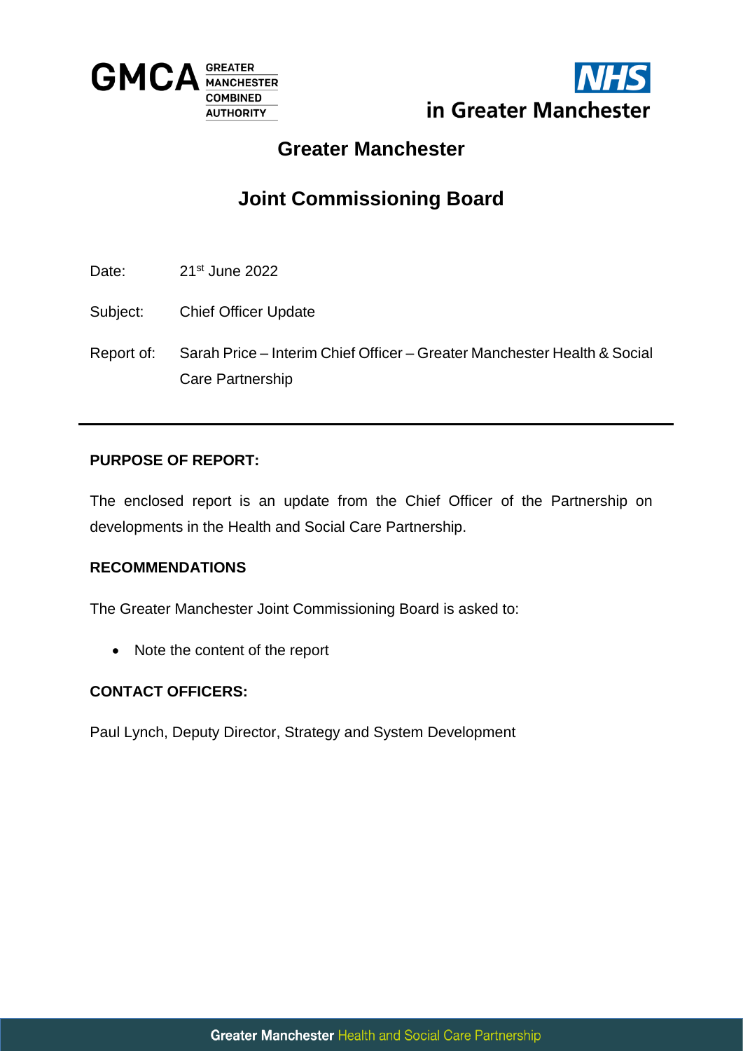# Greater Manchester

## Joint Commissioning Board

Date: 21st June 2022

Subject: Chief Officer Update

Report of: Sarah Price – Interim Chief Officer – Greater Manchester Health & Social Care Partnership

---

**PURPOSE OF REPORT:**

The enclosed report is an update from the Chief Officer of the Partnership on developments in the Health and Social Care Partnership.

**RECOMMENDATIONS**

The Greater Manchester Joint Commissioning Board is asked to:

- Note the content of the report

**CONTACT OFFICERS:**

Paul Lynch, Deputy Director, Strategy and System Development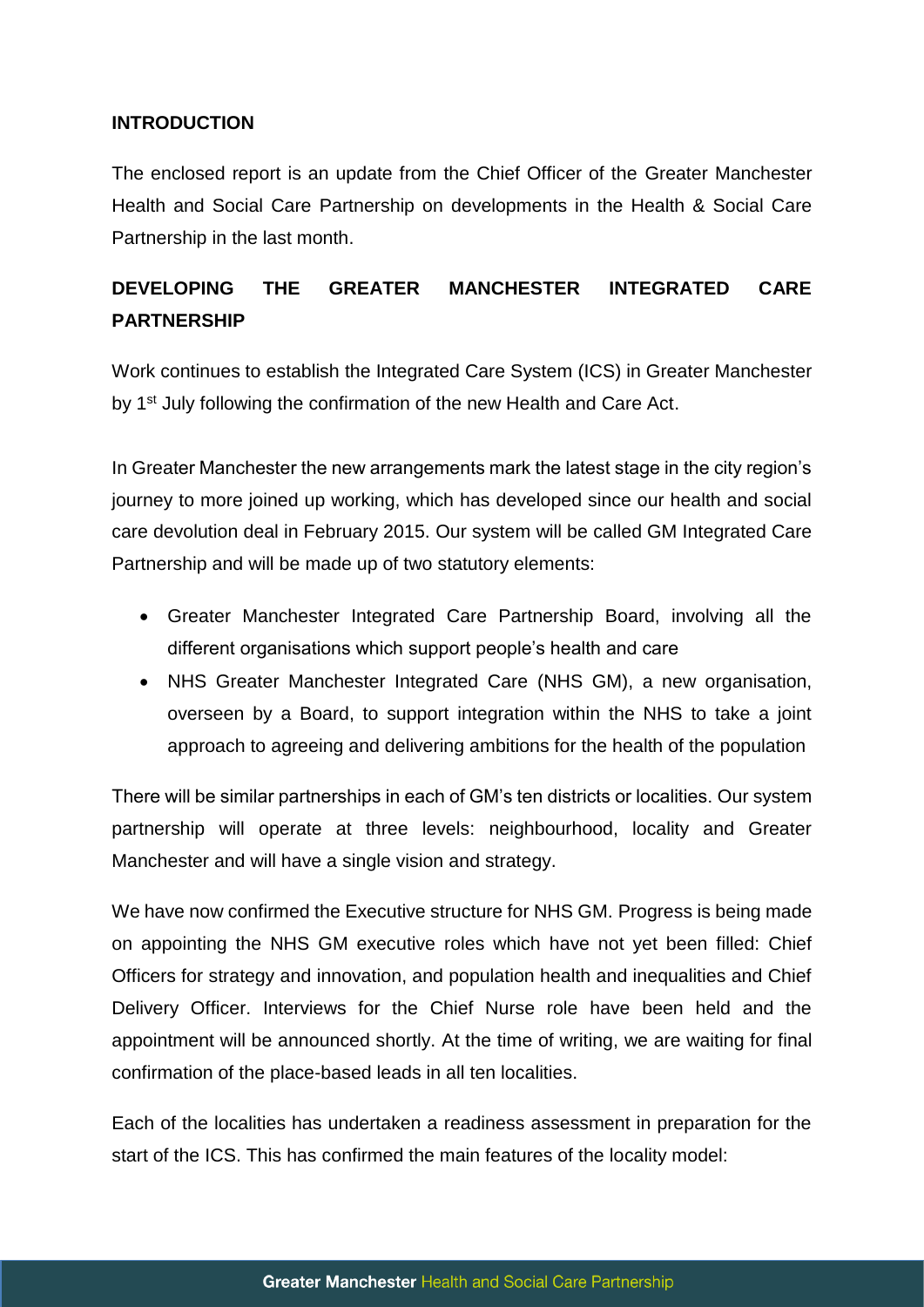## INTRODUCTION

The enclosed report is an update from the Chief Officer of the Greater Manchester Health and Social Care Partnership on developments in the Health & Social Care Partnership in the last month.

## DEVELOPING THE GREATER MANCHESTER INTEGRATED CARE PARTNERSHIP

Work continues to establish the Integrated Care System (ICS) in Greater Manchester by 1st July following the confirmation of the new Health and Care Act.

In Greater Manchester the new arrangements mark the latest stage in the city region's journey to more joined up working, which has developed since our health and social care devolution deal in February 2015. Our system will be called GM Integrated Care Partnership and will be made up of two statutory elements:

- Greater Manchester Integrated Care Partnership Board, involving all the different organisations which support people's health and care
- NHS Greater Manchester Integrated Care (NHS GM), a new organisation, overseen by a Board, to support integration within the NHS to take a joint approach to agreeing and delivering ambitions for the health of the population

There will be similar partnerships in each of GM's ten districts or localities. Our system partnership will operate at three levels: neighbourhood, locality and Greater Manchester and will have a single vision and strategy.

We have now confirmed the Executive structure for NHS GM. Progress is being made on appointing the NHS GM executive roles which have not yet been filled: Chief Officers for strategy and innovation, and population health and inequalities and Chief Delivery Officer. Interviews for the Chief Nurse role have been held and the appointment will be announced shortly. At the time of writing, we are waiting for final confirmation of the place-based leads in all ten localities.

Each of the localities has undertaken a readiness assessment in preparation for the start of the ICS. This has confirmed the main features of the locality model: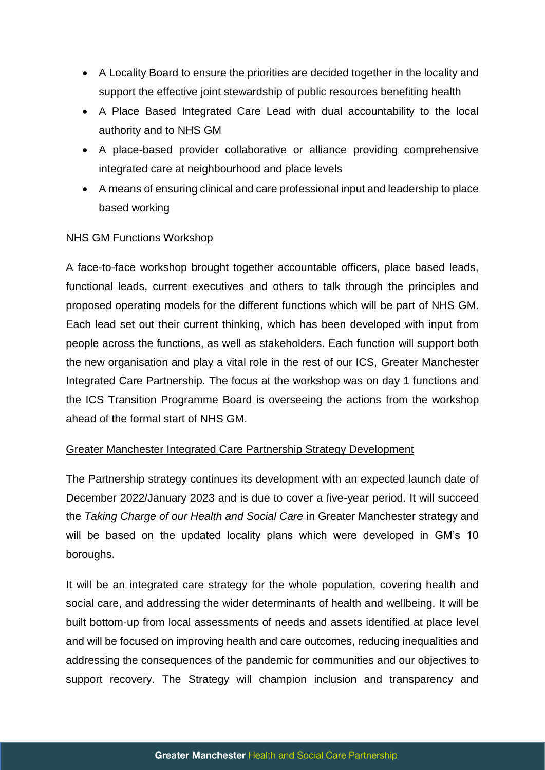- A Locality Board to ensure the priorities are decided together in the locality and support the effective joint stewardship of public resources benefiting health
- A Place Based Integrated Care Lead with dual accountability to the local authority and to NHS GM
- A place-based provider collaborative or alliance providing comprehensive integrated care at neighbourhood and place levels
- A means of ensuring clinical and care professional input and leadership to place based working

<u>NHS GM Functions Workshop</u>

A face-to-face workshop brought together accountable officers, place based leads, functional leads, current executives and others to talk through the principles and proposed operating models for the different functions which will be part of NHS GM. Each lead set out their current thinking, which has been developed with input from people across the functions, as well as stakeholders. Each function will support both the new organisation and play a vital role in the rest of our ICS, Greater Manchester Integrated Care Partnership. The focus at the workshop was on day 1 functions and the ICS Transition Programme Board is overseeing the actions from the workshop ahead of the formal start of NHS GM.

<u>Greater Manchester Integrated Care Partnership Strategy Development</u>

The Partnership strategy continues its development with an expected launch date of December 2022/January 2023 and is due to cover a five-year period. It will succeed the *Taking Charge of our Health and Social Care* in Greater Manchester strategy and will be based on the updated locality plans which were developed in GM's 10 boroughs.

It will be an integrated care strategy for the whole population, covering health and social care, and addressing the wider determinants of health and wellbeing. It will be built bottom-up from local assessments of needs and assets identified at place level and will be focused on improving health and care outcomes, reducing inequalities and addressing the consequences of the pandemic for communities and our objectives to support recovery. The Strategy will champion inclusion and transparency and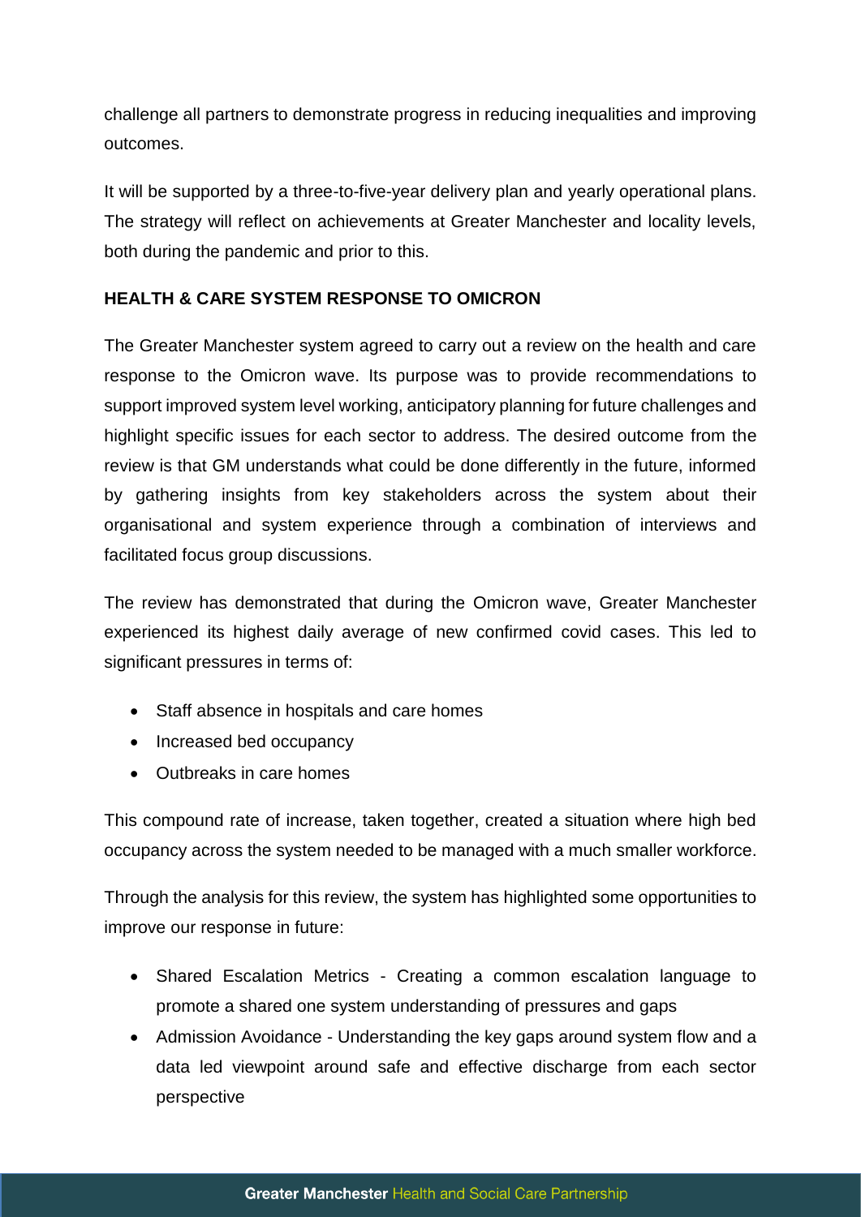challenge all partners to demonstrate progress in reducing inequalities and improving outcomes.

It will be supported by a three-to-five-year delivery plan and yearly operational plans. The strategy will reflect on achievements at Greater Manchester and locality levels, both during the pandemic and prior to this.

**HEALTH & CARE SYSTEM RESPONSE TO OMICRON**

The Greater Manchester system agreed to carry out a review on the health and care response to the Omicron wave. Its purpose was to provide recommendations to support improved system level working, anticipatory planning for future challenges and highlight specific issues for each sector to address. The desired outcome from the review is that GM understands what could be done differently in the future, informed by gathering insights from key stakeholders across the system about their organisational and system experience through a combination of interviews and facilitated focus group discussions.

The review has demonstrated that during the Omicron wave, Greater Manchester experienced its highest daily average of new confirmed covid cases. This led to significant pressures in terms of:

- Staff absence in hospitals and care homes
- Increased bed occupancy
- Outbreaks in care homes

This compound rate of increase, taken together, created a situation where high bed occupancy across the system needed to be managed with a much smaller workforce.

Through the analysis for this review, the system has highlighted some opportunities to improve our response in future:

- Shared Escalation Metrics - Creating a common escalation language to promote a shared one system understanding of pressures and gaps
- Admission Avoidance - Understanding the key gaps around system flow and a data led viewpoint around safe and effective discharge from each sector perspective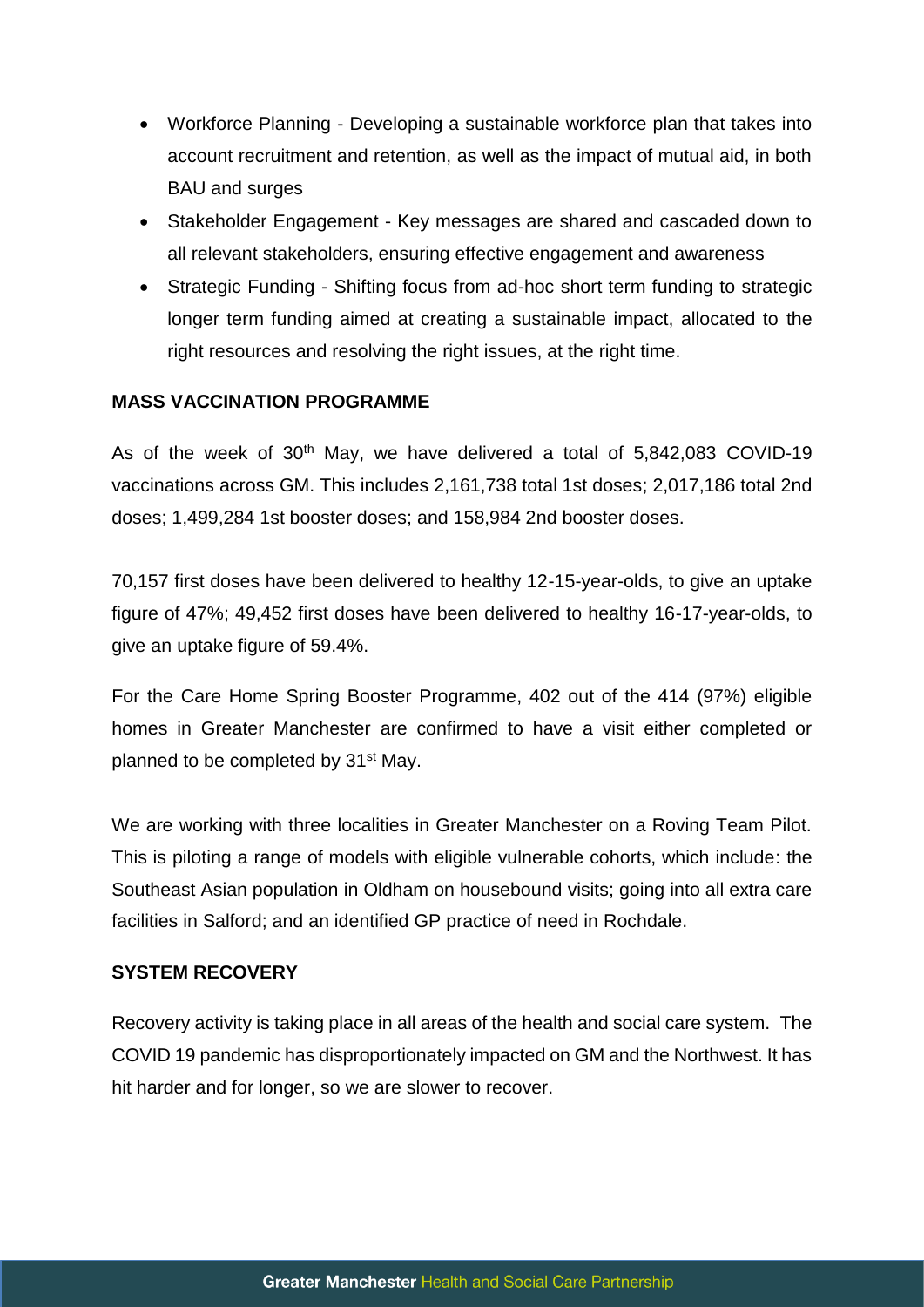- Workforce Planning - Developing a sustainable workforce plan that takes into account recruitment and retention, as well as the impact of mutual aid, in both BAU and surges
- Stakeholder Engagement - Key messages are shared and cascaded down to all relevant stakeholders, ensuring effective engagement and awareness
- Strategic Funding - Shifting focus from ad-hoc short term funding to strategic longer term funding aimed at creating a sustainable impact, allocated to the right resources and resolving the right issues, at the right time.

**MASS VACCINATION PROGRAMME**

As of the week of 30th May, we have delivered a total of 5,842,083 COVID-19 vaccinations across GM. This includes 2,161,738 total 1st doses; 2,017,186 total 2nd doses; 1,499,284 1st booster doses; and 158,984 2nd booster doses.

70,157 first doses have been delivered to healthy 12-15-year-olds, to give an uptake figure of 47%; 49,452 first doses have been delivered to healthy 16-17-year-olds, to give an uptake figure of 59.4%.

For the Care Home Spring Booster Programme, 402 out of the 414 (97%) eligible homes in Greater Manchester are confirmed to have a visit either completed or planned to be completed by 31st May.

We are working with three localities in Greater Manchester on a Roving Team Pilot. This is piloting a range of models with eligible vulnerable cohorts, which include: the Southeast Asian population in Oldham on housebound visits; going into all extra care facilities in Salford; and an identified GP practice of need in Rochdale.

**SYSTEM RECOVERY**

Recovery activity is taking place in all areas of the health and social care system. The COVID 19 pandemic has disproportionately impacted on GM and the Northwest. It has hit harder and for longer, so we are slower to recover.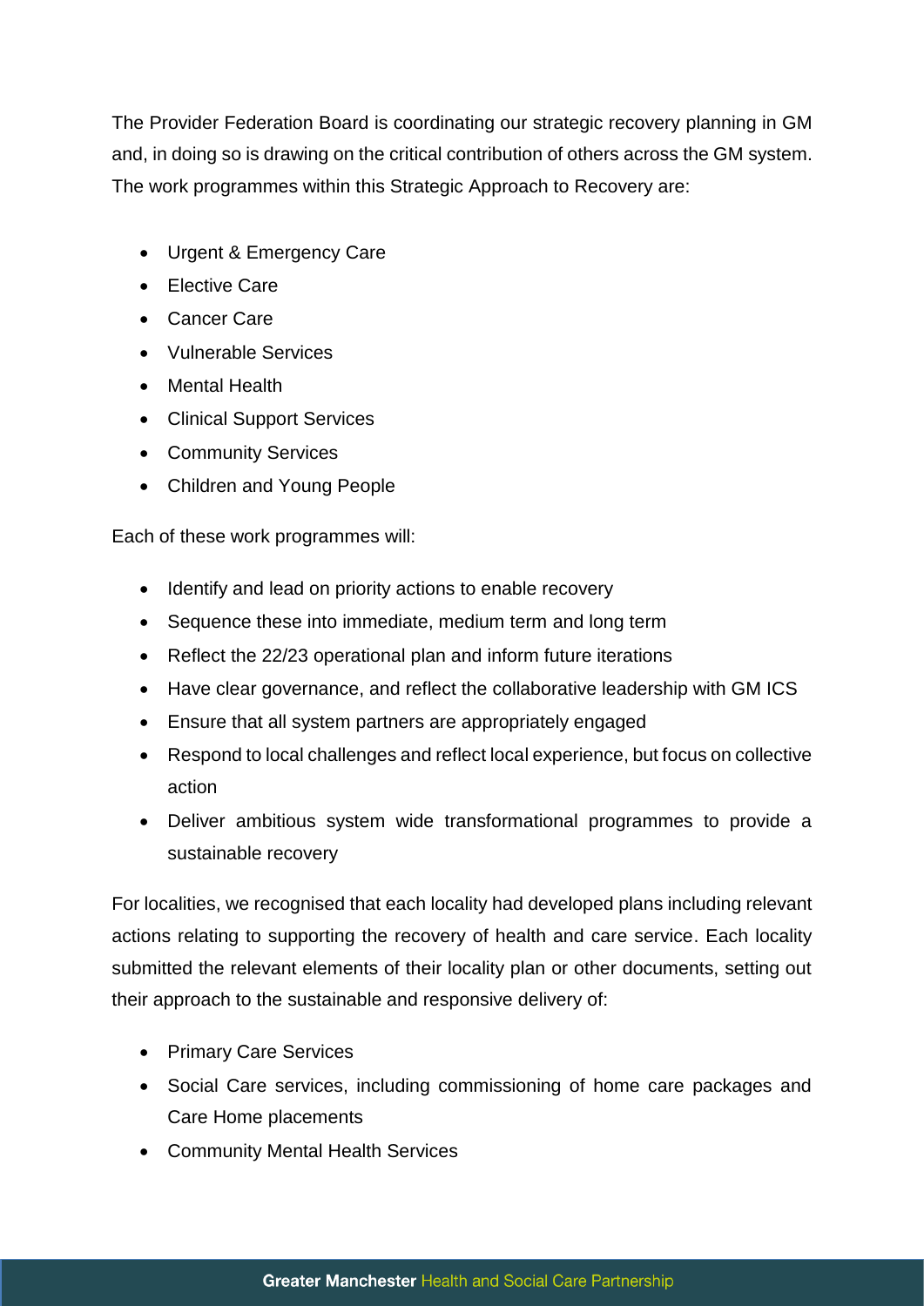The Provider Federation Board is coordinating our strategic recovery planning in GM and, in doing so is drawing on the critical contribution of others across the GM system. The work programmes within this Strategic Approach to Recovery are:

- Urgent & Emergency Care
- Elective Care
- Cancer Care
- Vulnerable Services
- Mental Health
- Clinical Support Services
- Community Services
- Children and Young People

Each of these work programmes will:

- Identify and lead on priority actions to enable recovery
- Sequence these into immediate, medium term and long term
- Reflect the 22/23 operational plan and inform future iterations
- Have clear governance, and reflect the collaborative leadership with GM ICS
- Ensure that all system partners are appropriately engaged
- Respond to local challenges and reflect local experience, but focus on collective action
- Deliver ambitious system wide transformational programmes to provide a sustainable recovery

For localities, we recognised that each locality had developed plans including relevant actions relating to supporting the recovery of health and care service. Each locality submitted the relevant elements of their locality plan or other documents, setting out their approach to the sustainable and responsive delivery of:

- Primary Care Services
- Social Care services, including commissioning of home care packages and Care Home placements
- Community Mental Health Services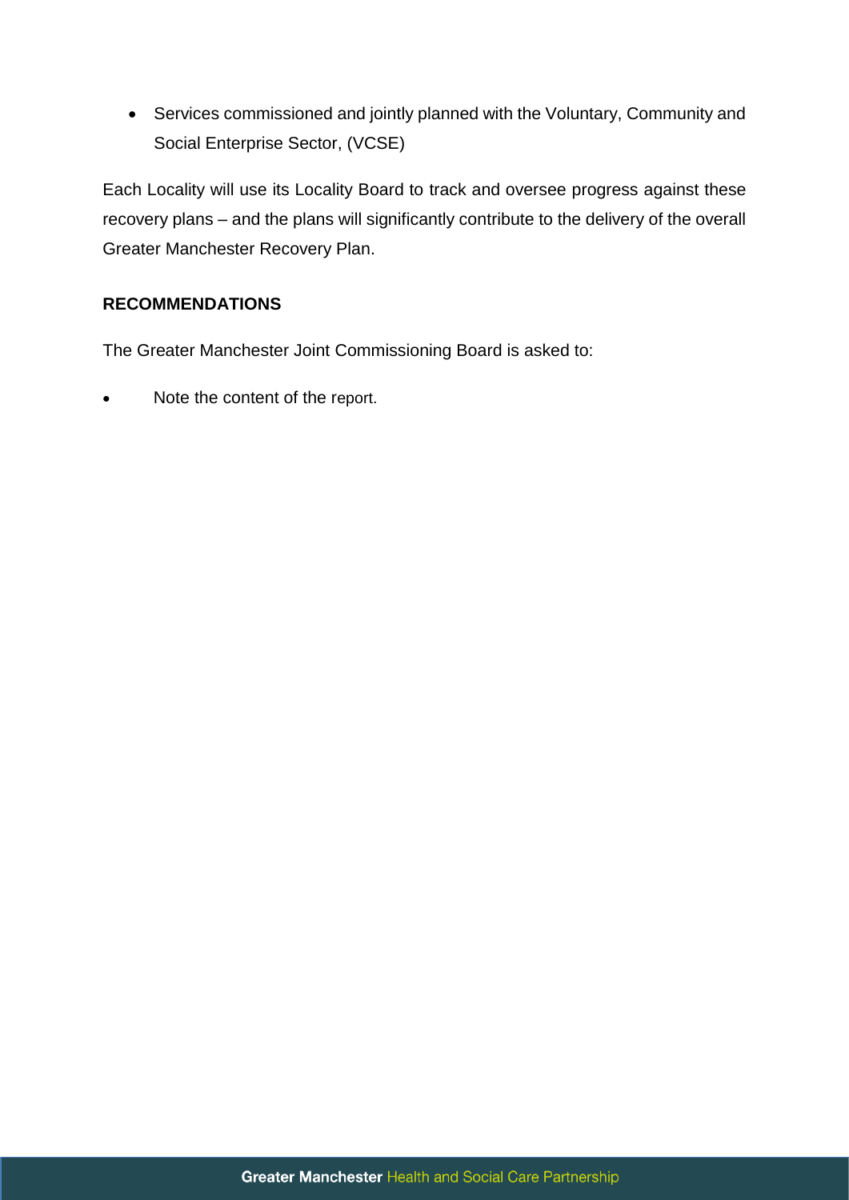- Services commissioned and jointly planned with the Voluntary, Community and Social Enterprise Sector, (VCSE)

Each Locality will use its Locality Board to track and oversee progress against these recovery plans – and the plans will significantly contribute to the delivery of the overall Greater Manchester Recovery Plan.

**RECOMMENDATIONS**

The Greater Manchester Joint Commissioning Board is asked to:

- Note the content of the report.